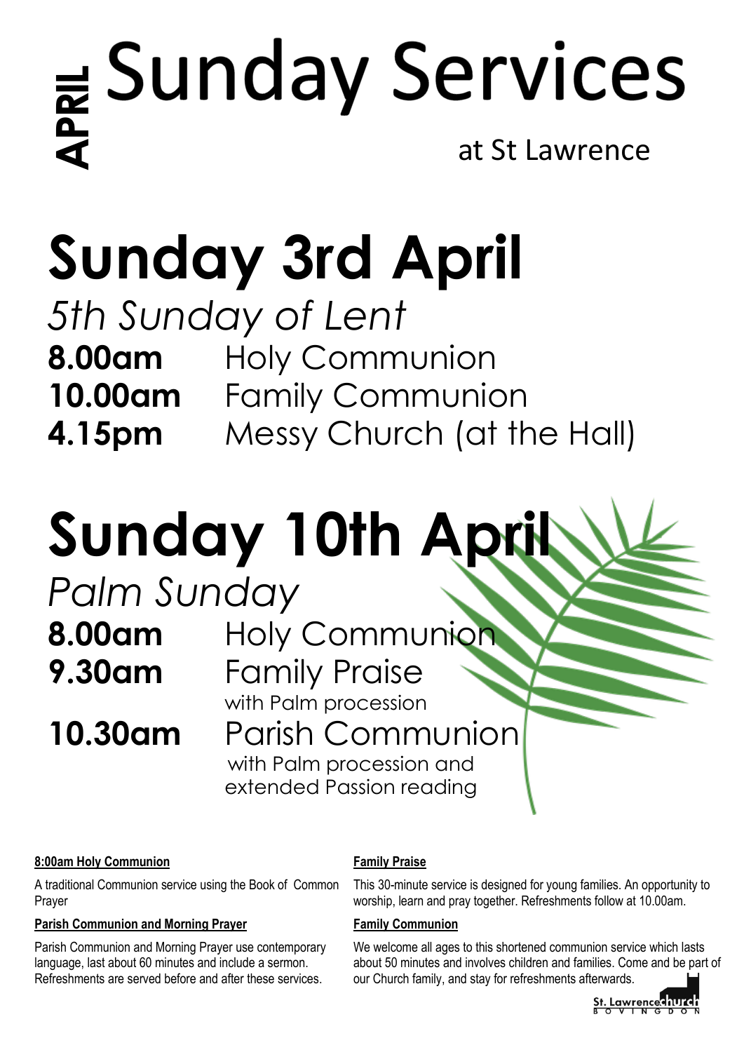APRIL

# Sunday Services

at St Lawrence

## Sunday 3rd April

*5th Sunday of Lent*

**8.00am** Holy Communion

**10.00am** Family Communion

**4.15pm** Messy Church (at the Hall)

## Sunday 10th April

*Palm Sunday*

**8.00am** Holy Communion

**9.30am** Family Praise
with Palm procession

**10.30am** Parish Communion
with Palm procession and extended Passion reading

**8:00am Holy Communion**

A traditional Communion service using the Book of Common Prayer

**Parish Communion and Morning Prayer**

Parish Communion and Morning Prayer use contemporary language, last about 60 minutes and include a sermon. Refreshments are served before and after these services.

**Family Praise**

This 30-minute service is designed for young families. An opportunity to worship, learn and pray together. Refreshments follow at 10.00am.

**Family Communion**

We welcome all ages to this shortened communion service which lasts about 50 minutes and involves children and families. Come and be part of our Church family, and stay for refreshments afterwards.

St. Lawrence church BOVINGDON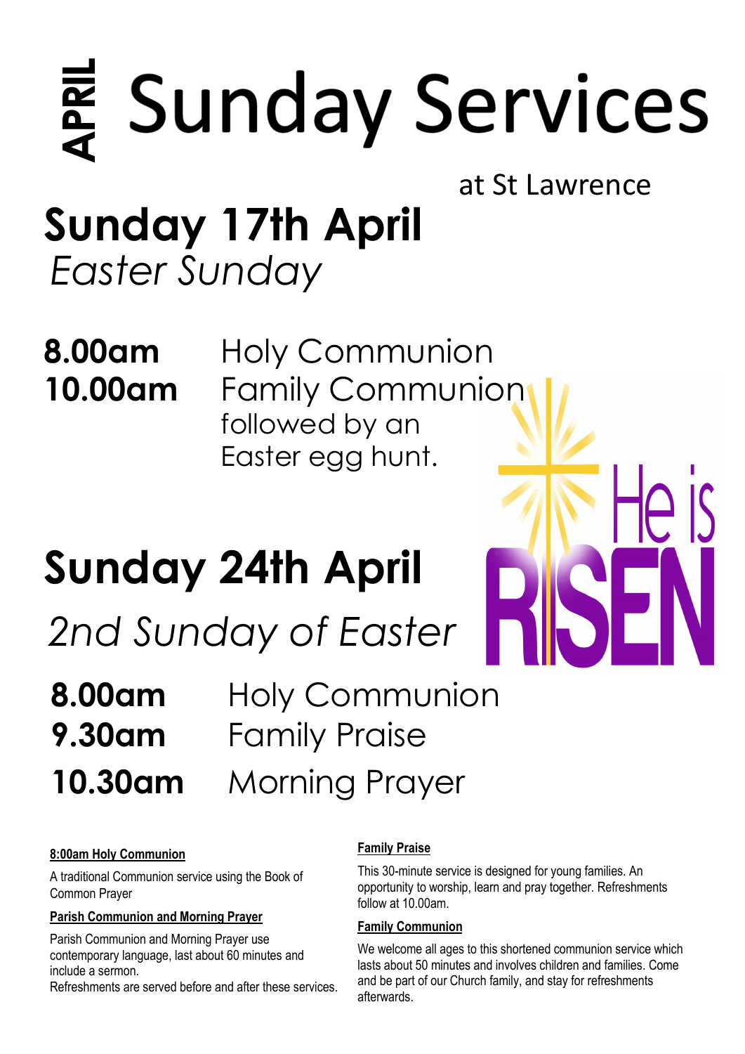# APRIL Sunday Services

at St Lawrence

## Sunday 17th April

*Easter Sunday*

**8.00am** Holy Communion

**10.00am** Family Communion followed by an Easter egg hunt.

He is RISEN

## Sunday 24th April

*2nd Sunday of Easter*

**8.00am** Holy Communion

**9.30am** Family Praise

**10.30am** Morning Prayer

**8:00am Holy Communion**

A traditional Communion service using the Book of Common Prayer

**Parish Communion and Morning Prayer**

Parish Communion and Morning Prayer use contemporary language, last about 60 minutes and include a sermon.
Refreshments are served before and after these services.

**Family Praise**

This 30-minute service is designed for young families. An opportunity to worship, learn and pray together. Refreshments follow at 10.00am.

**Family Communion**

We welcome all ages to this shortened communion service which lasts about 50 minutes and involves children and families. Come and be part of our Church family, and stay for refreshments afterwards.